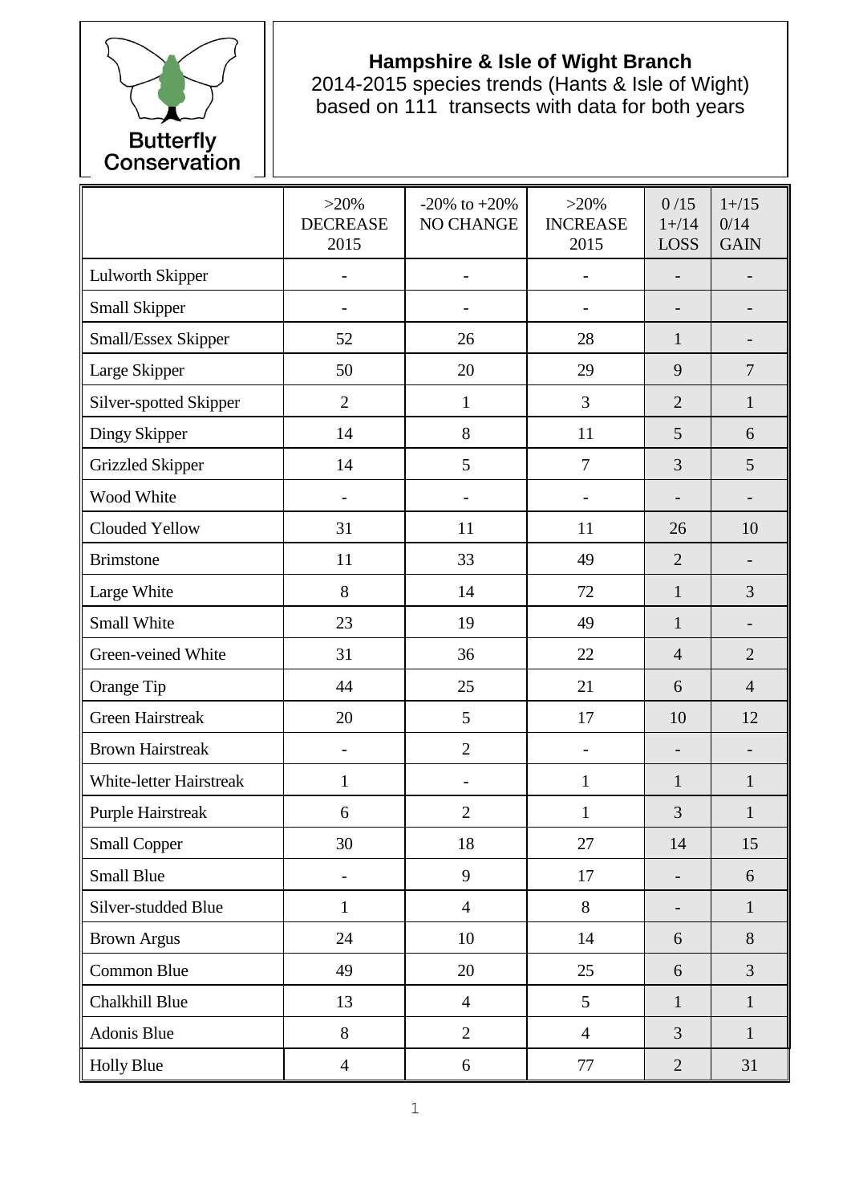Butterfly Conservation

**Hampshire & Isle of Wight Branch**
2014-2015 species trends (Hants & Isle of Wight)
based on 111 transects with data for both years

| | >20% DECREASE 2015 | -20% to +20% NO CHANGE | >20% INCREASE 2015 | 0 /15 1+/14 LOSS | 1+/15 0/14 GAIN |
|---|---|---|---|---|---|
| Lulworth Skipper | - | - | - | - | - |
| Small Skipper | - | - | - | - | - |
| Small/Essex Skipper | 52 | 26 | 28 | 1 | - |
| Large Skipper | 50 | 20 | 29 | 9 | 7 |
| Silver-spotted Skipper | 2 | 1 | 3 | 2 | 1 |
| Dingy Skipper | 14 | 8 | 11 | 5 | 6 |
| Grizzled Skipper | 14 | 5 | 7 | 3 | 5 |
| Wood White | - | - | - | - | - |
| Clouded Yellow | 31 | 11 | 11 | 26 | 10 |
| Brimstone | 11 | 33 | 49 | 2 | - |
| Large White | 8 | 14 | 72 | 1 | 3 |
| Small White | 23 | 19 | 49 | 1 | - |
| Green-veined White | 31 | 36 | 22 | 4 | 2 |
| Orange Tip | 44 | 25 | 21 | 6 | 4 |
| Green Hairstreak | 20 | 5 | 17 | 10 | 12 |
| Brown Hairstreak | - | 2 | - | - | - |
| White-letter Hairstreak | 1 | - | 1 | 1 | 1 |
| Purple Hairstreak | 6 | 2 | 1 | 3 | 1 |
| Small Copper | 30 | 18 | 27 | 14 | 15 |
| Small Blue | - | 9 | 17 | - | 6 |
| Silver-studded Blue | 1 | 4 | 8 | - | 1 |
| Brown Argus | 24 | 10 | 14 | 6 | 8 |
| Common Blue | 49 | 20 | 25 | 6 | 3 |
| Chalkhill Blue | 13 | 4 | 5 | 1 | 1 |
| Adonis Blue | 8 | 2 | 4 | 3 | 1 |
| Holly Blue | 4 | 6 | 77 | 2 | 31 |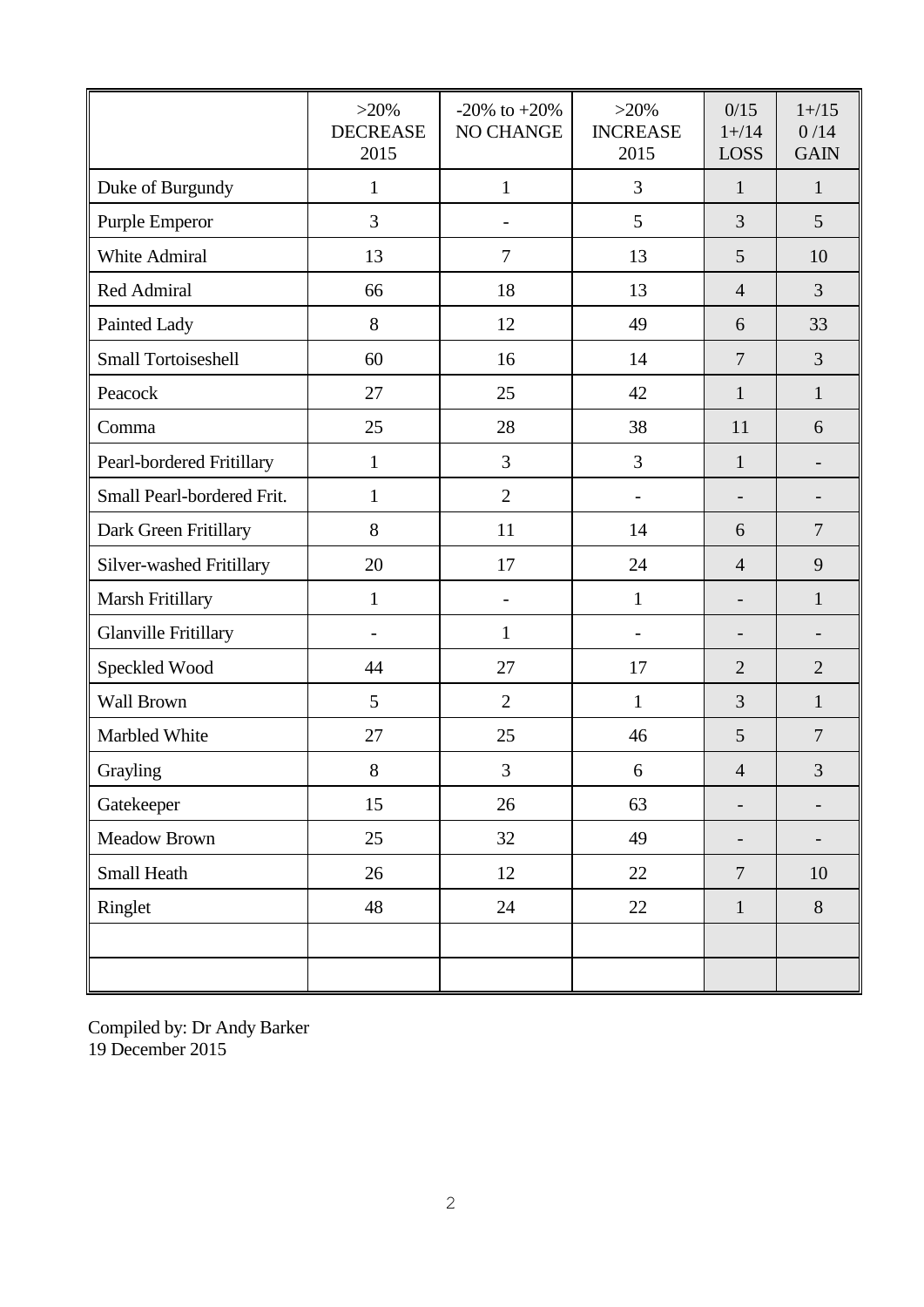| | >20% DECREASE 2015 | -20% to +20% NO CHANGE | >20% INCREASE 2015 | 0/15 1+/14 LOSS | 1+/15 0 /14 GAIN |
|---|---|---|---|---|---|
| Duke of Burgundy | 1 | 1 | 3 | 1 | 1 |
| Purple Emperor | 3 | - | 5 | 3 | 5 |
| White Admiral | 13 | 7 | 13 | 5 | 10 |
| Red Admiral | 66 | 18 | 13 | 4 | 3 |
| Painted Lady | 8 | 12 | 49 | 6 | 33 |
| Small Tortoiseshell | 60 | 16 | 14 | 7 | 3 |
| Peacock | 27 | 25 | 42 | 1 | 1 |
| Comma | 25 | 28 | 38 | 11 | 6 |
| Pearl-bordered Fritillary | 1 | 3 | 3 | 1 | - |
| Small Pearl-bordered Frit. | 1 | 2 | - | - | - |
| Dark Green Fritillary | 8 | 11 | 14 | 6 | 7 |
| Silver-washed Fritillary | 20 | 17 | 24 | 4 | 9 |
| Marsh Fritillary | 1 | - | 1 | - | 1 |
| Glanville Fritillary | - | 1 | - | - | - |
| Speckled Wood | 44 | 27 | 17 | 2 | 2 |
| Wall Brown | 5 | 2 | 1 | 3 | 1 |
| Marbled White | 27 | 25 | 46 | 5 | 7 |
| Grayling | 8 | 3 | 6 | 4 | 3 |
| Gatekeeper | 15 | 26 | 63 | - | - |
| Meadow Brown | 25 | 32 | 49 | - | - |
| Small Heath | 26 | 12 | 22 | 7 | 10 |
| Ringlet | 48 | 24 | 22 | 1 | 8 |
| | | | | | |
| | | | | | |

Compiled by: Dr Andy Barker
19 December 2015